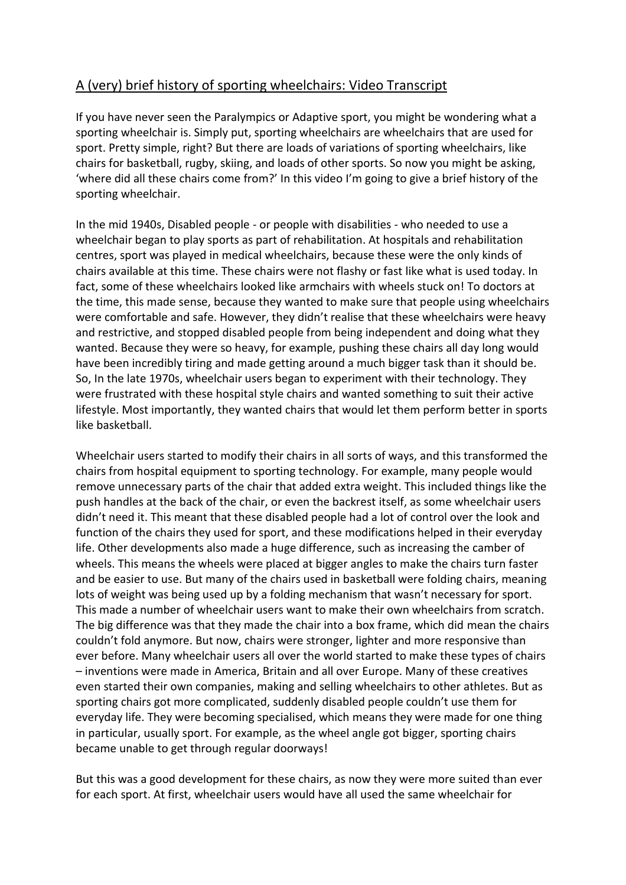# A (very) brief history of sporting wheelchairs: Video Transcript

If you have never seen the Paralympics or Adaptive sport, you might be wondering what a sporting wheelchair is. Simply put, sporting wheelchairs are wheelchairs that are used for sport. Pretty simple, right? But there are loads of variations of sporting wheelchairs, like chairs for basketball, rugby, skiing, and loads of other sports. So now you might be asking, 'where did all these chairs come from?' In this video I'm going to give a brief history of the sporting wheelchair.

In the mid 1940s, Disabled people - or people with disabilities - who needed to use a wheelchair began to play sports as part of rehabilitation. At hospitals and rehabilitation centres, sport was played in medical wheelchairs, because these were the only kinds of chairs available at this time. These chairs were not flashy or fast like what is used today. In fact, some of these wheelchairs looked like armchairs with wheels stuck on! To doctors at the time, this made sense, because they wanted to make sure that people using wheelchairs were comfortable and safe. However, they didn't realise that these wheelchairs were heavy and restrictive, and stopped disabled people from being independent and doing what they wanted. Because they were so heavy, for example, pushing these chairs all day long would have been incredibly tiring and made getting around a much bigger task than it should be. So, In the late 1970s, wheelchair users began to experiment with their technology. They were frustrated with these hospital style chairs and wanted something to suit their active lifestyle. Most importantly, they wanted chairs that would let them perform better in sports like basketball.

Wheelchair users started to modify their chairs in all sorts of ways, and this transformed the chairs from hospital equipment to sporting technology. For example, many people would remove unnecessary parts of the chair that added extra weight. This included things like the push handles at the back of the chair, or even the backrest itself, as some wheelchair users didn't need it. This meant that these disabled people had a lot of control over the look and function of the chairs they used for sport, and these modifications helped in their everyday life. Other developments also made a huge difference, such as increasing the camber of wheels. This means the wheels were placed at bigger angles to make the chairs turn faster and be easier to use. But many of the chairs used in basketball were folding chairs, meaning lots of weight was being used up by a folding mechanism that wasn't necessary for sport. This made a number of wheelchair users want to make their own wheelchairs from scratch. The big difference was that they made the chair into a box frame, which did mean the chairs couldn't fold anymore. But now, chairs were stronger, lighter and more responsive than ever before. Many wheelchair users all over the world started to make these types of chairs – inventions were made in America, Britain and all over Europe. Many of these creatives even started their own companies, making and selling wheelchairs to other athletes. But as sporting chairs got more complicated, suddenly disabled people couldn't use them for everyday life. They were becoming specialised, which means they were made for one thing in particular, usually sport. For example, as the wheel angle got bigger, sporting chairs became unable to get through regular doorways!

But this was a good development for these chairs, as now they were more suited than ever for each sport. At first, wheelchair users would have all used the same wheelchair for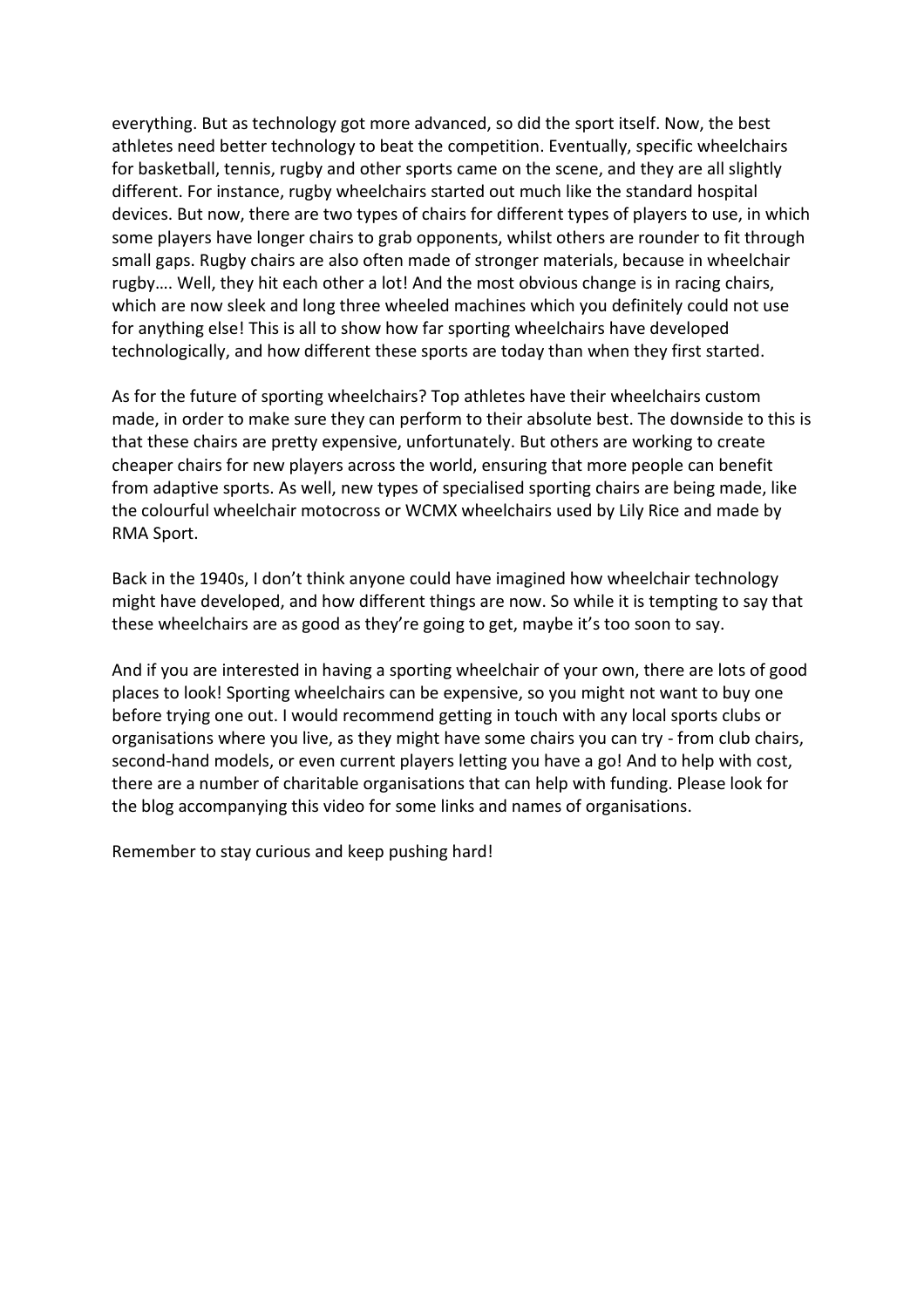everything. But as technology got more advanced, so did the sport itself. Now, the best athletes need better technology to beat the competition. Eventually, specific wheelchairs for basketball, tennis, rugby and other sports came on the scene, and they are all slightly different. For instance, rugby wheelchairs started out much like the standard hospital devices. But now, there are two types of chairs for different types of players to use, in which some players have longer chairs to grab opponents, whilst others are rounder to fit through small gaps. Rugby chairs are also often made of stronger materials, because in wheelchair rugby…. Well, they hit each other a lot! And the most obvious change is in racing chairs, which are now sleek and long three wheeled machines which you definitely could not use for anything else! This is all to show how far sporting wheelchairs have developed technologically, and how different these sports are today than when they first started.

As for the future of sporting wheelchairs? Top athletes have their wheelchairs custom made, in order to make sure they can perform to their absolute best. The downside to this is that these chairs are pretty expensive, unfortunately. But others are working to create cheaper chairs for new players across the world, ensuring that more people can benefit from adaptive sports. As well, new types of specialised sporting chairs are being made, like the colourful wheelchair motocross or WCMX wheelchairs used by Lily Rice and made by RMA Sport.

Back in the 1940s, I don't think anyone could have imagined how wheelchair technology might have developed, and how different things are now. So while it is tempting to say that these wheelchairs are as good as they're going to get, maybe it's too soon to say.

And if you are interested in having a sporting wheelchair of your own, there are lots of good places to look! Sporting wheelchairs can be expensive, so you might not want to buy one before trying one out. I would recommend getting in touch with any local sports clubs or organisations where you live, as they might have some chairs you can try - from club chairs, second-hand models, or even current players letting you have a go! And to help with cost, there are a number of charitable organisations that can help with funding. Please look for the blog accompanying this video for some links and names of organisations.

Remember to stay curious and keep pushing hard!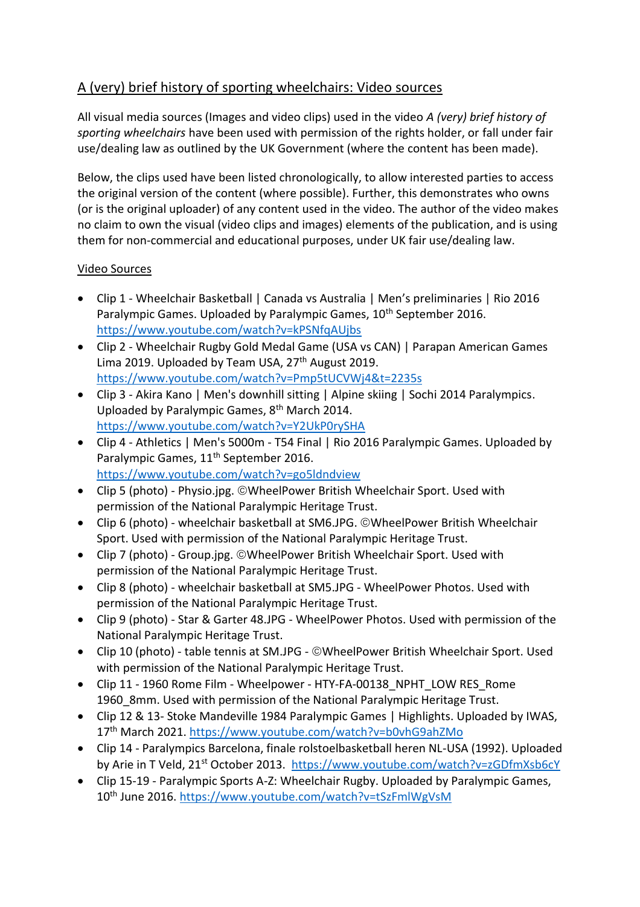## A (very) brief history of sporting wheelchairs: Video sources

All visual media sources (Images and video clips) used in the video *A (very) brief history of sporting wheelchairs* have been used with permission of the rights holder, or fall under fair use/dealing law as outlined by the UK Government (where the content has been made).

Below, the clips used have been listed chronologically, to allow interested parties to access the original version of the content (where possible). Further, this demonstrates who owns (or is the original uploader) of any content used in the video. The author of the video makes no claim to own the visual (video clips and images) elements of the publication, and is using them for non-commercial and educational purposes, under UK fair use/dealing law.

### Video Sources

- Clip 1 - Wheelchair Basketball | Canada vs Australia | Men's preliminaries | Rio 2016 Paralympic Games. Uploaded by Paralympic Games, 10th September 2016. https://www.youtube.com/watch?v=kPSNfqAUjbs
- Clip 2 - Wheelchair Rugby Gold Medal Game (USA vs CAN) | Parapan American Games Lima 2019. Uploaded by Team USA, 27th August 2019. https://www.youtube.com/watch?v=Pmp5tUCVWj4&t=2235s
- Clip 3 - Akira Kano | Men's downhill sitting | Alpine skiing | Sochi 2014 Paralympics. Uploaded by Paralympic Games, 8th March 2014. https://www.youtube.com/watch?v=Y2UkP0rySHA
- Clip 4 - Athletics | Men's 5000m - T54 Final | Rio 2016 Paralympic Games. Uploaded by Paralympic Games, 11th September 2016. https://www.youtube.com/watch?v=go5ldndview
- Clip 5 (photo) - Physio.jpg. ©WheelPower British Wheelchair Sport. Used with permission of the National Paralympic Heritage Trust.
- Clip 6 (photo) - wheelchair basketball at SM6.JPG. ©WheelPower British Wheelchair Sport. Used with permission of the National Paralympic Heritage Trust.
- Clip 7 (photo) - Group.jpg. ©WheelPower British Wheelchair Sport. Used with permission of the National Paralympic Heritage Trust.
- Clip 8 (photo) - wheelchair basketball at SM5.JPG - WheelPower Photos. Used with permission of the National Paralympic Heritage Trust.
- Clip 9 (photo) - Star & Garter 48.JPG - WheelPower Photos. Used with permission of the National Paralympic Heritage Trust.
- Clip 10 (photo) - table tennis at SM.JPG - ©WheelPower British Wheelchair Sport. Used with permission of the National Paralympic Heritage Trust.
- Clip 11 - 1960 Rome Film - Wheelpower - HTY-FA-00138_NPHT_LOW RES_Rome 1960_8mm. Used with permission of the National Paralympic Heritage Trust.
- Clip 12 & 13- Stoke Mandeville 1984 Paralympic Games | Highlights. Uploaded by IWAS, 17th March 2021. https://www.youtube.com/watch?v=b0vhG9ahZMo
- Clip 14 - Paralympics Barcelona, finale rolstoelbasketball heren NL-USA (1992). Uploaded by Arie in T Veld, 21st October 2013. https://www.youtube.com/watch?v=zGDfmXsb6cY
- Clip 15-19 - Paralympic Sports A-Z: Wheelchair Rugby. Uploaded by Paralympic Games, 10th June 2016. https://www.youtube.com/watch?v=tSzFmlWgVsM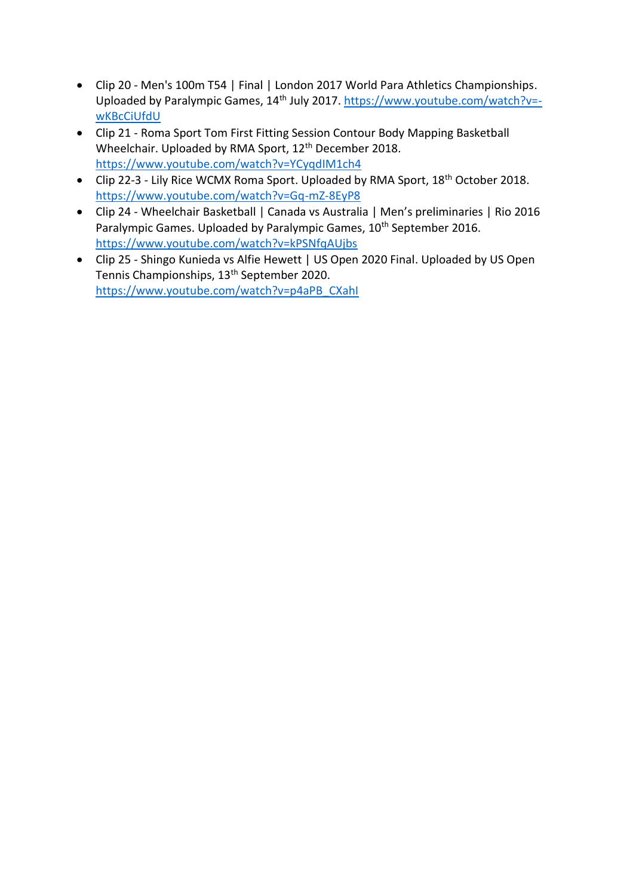- Clip 20 - Men's 100m T54 | Final | London 2017 World Para Athletics Championships. Uploaded by Paralympic Games, 14th July 2017. https://www.youtube.com/watch?v=-wKBcCiUfdU
- Clip 21 - Roma Sport Tom First Fitting Session Contour Body Mapping Basketball Wheelchair. Uploaded by RMA Sport, 12th December 2018. https://www.youtube.com/watch?v=YCyqdIM1ch4
- Clip 22-3 - Lily Rice WCMX Roma Sport. Uploaded by RMA Sport, 18th October 2018. https://www.youtube.com/watch?v=Gq-mZ-8EyP8
- Clip 24 - Wheelchair Basketball | Canada vs Australia | Men's preliminaries | Rio 2016 Paralympic Games. Uploaded by Paralympic Games, 10th September 2016. https://www.youtube.com/watch?v=kPSNfqAUjbs
- Clip 25 - Shingo Kunieda vs Alfie Hewett | US Open 2020 Final. Uploaded by US Open Tennis Championships, 13th September 2020. https://www.youtube.com/watch?v=p4aPB_CXahI